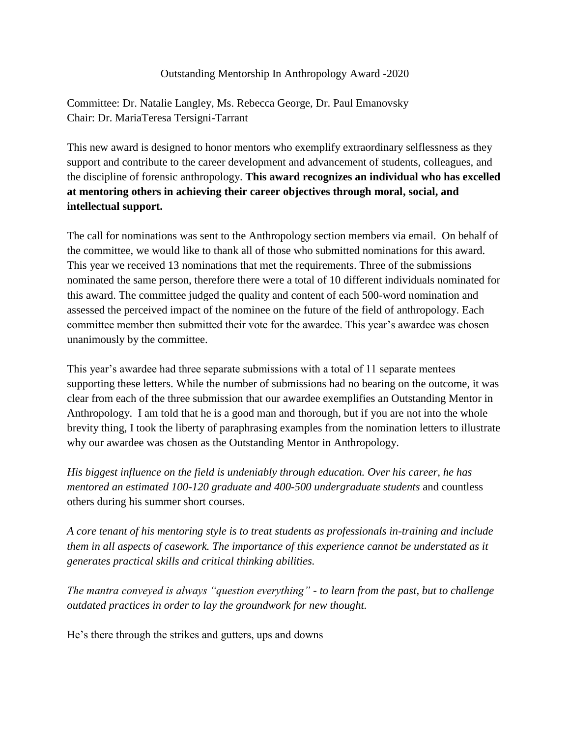# Outstanding Mentorship In Anthropology Award -2020

Committee: Dr. Natalie Langley, Ms. Rebecca George, Dr. Paul Emanovsky
Chair: Dr. MariaTeresa Tersigni-Tarrant

This new award is designed to honor mentors who exemplify extraordinary selflessness as they support and contribute to the career development and advancement of students, colleagues, and the discipline of forensic anthropology. **This award recognizes an individual who has excelled at mentoring others in achieving their career objectives through moral, social, and intellectual support.**

The call for nominations was sent to the Anthropology section members via email. On behalf of the committee, we would like to thank all of those who submitted nominations for this award. This year we received 13 nominations that met the requirements. Three of the submissions nominated the same person, therefore there were a total of 10 different individuals nominated for this award. The committee judged the quality and content of each 500-word nomination and assessed the perceived impact of the nominee on the future of the field of anthropology. Each committee member then submitted their vote for the awardee. This year's awardee was chosen unanimously by the committee.

This year's awardee had three separate submissions with a total of 11 separate mentees supporting these letters. While the number of submissions had no bearing on the outcome, it was clear from each of the three submission that our awardee exemplifies an Outstanding Mentor in Anthropology. I am told that he is a good man and thorough, but if you are not into the whole brevity thing, I took the liberty of paraphrasing examples from the nomination letters to illustrate why our awardee was chosen as the Outstanding Mentor in Anthropology.

*His biggest influence on the field is undeniably through education. Over his career, he has mentored an estimated 100-120 graduate and 400-500 undergraduate students* and countless others during his summer short courses.

*A core tenant of his mentoring style is to treat students as professionals in-training and include them in all aspects of casework. The importance of this experience cannot be understated as it generates practical skills and critical thinking abilities.*

*The mantra conveyed is always "question everything" - to learn from the past, but to challenge outdated practices in order to lay the groundwork for new thought.*

He's there through the strikes and gutters, ups and downs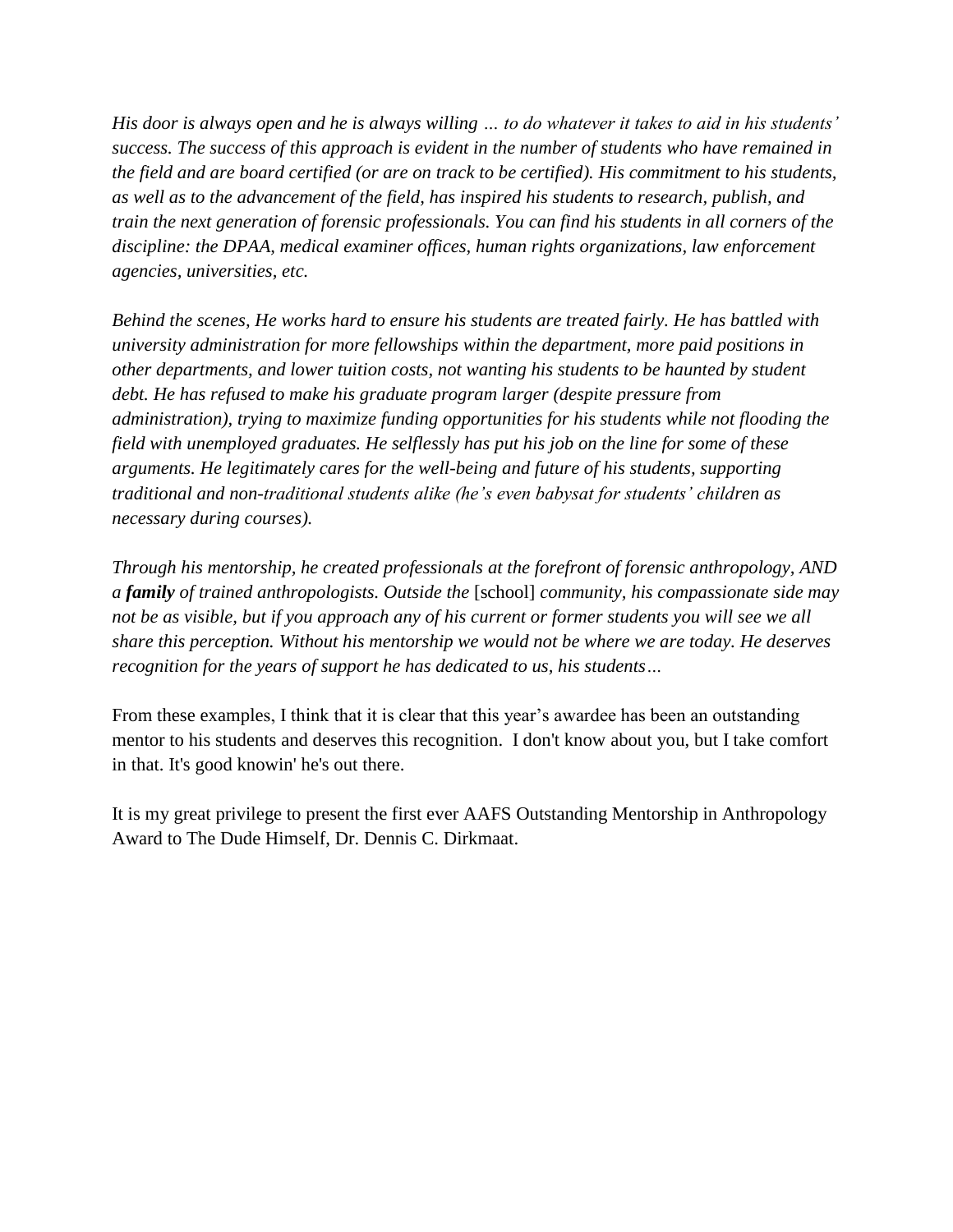*His door is always open and he is always willing … to do whatever it takes to aid in his students' success. The success of this approach is evident in the number of students who have remained in the field and are board certified (or are on track to be certified). His commitment to his students, as well as to the advancement of the field, has inspired his students to research, publish, and train the next generation of forensic professionals. You can find his students in all corners of the discipline: the DPAA, medical examiner offices, human rights organizations, law enforcement agencies, universities, etc.*

*Behind the scenes, He works hard to ensure his students are treated fairly. He has battled with university administration for more fellowships within the department, more paid positions in other departments, and lower tuition costs, not wanting his students to be haunted by student debt. He has refused to make his graduate program larger (despite pressure from administration), trying to maximize funding opportunities for his students while not flooding the field with unemployed graduates. He selflessly has put his job on the line for some of these arguments. He legitimately cares for the well-being and future of his students, supporting traditional and non-traditional students alike (he's even babysat for students' children as necessary during courses).*

*Through his mentorship, he created professionals at the forefront of forensic anthropology, AND a* ***family*** *of trained anthropologists. Outside the* [school] *community, his compassionate side may not be as visible, but if you approach any of his current or former students you will see we all share this perception. Without his mentorship we would not be where we are today. He deserves recognition for the years of support he has dedicated to us, his students…*

From these examples, I think that it is clear that this year's awardee has been an outstanding mentor to his students and deserves this recognition. I don't know about you, but I take comfort in that. It's good knowin' he's out there.

It is my great privilege to present the first ever AAFS Outstanding Mentorship in Anthropology Award to The Dude Himself, Dr. Dennis C. Dirkmaat.